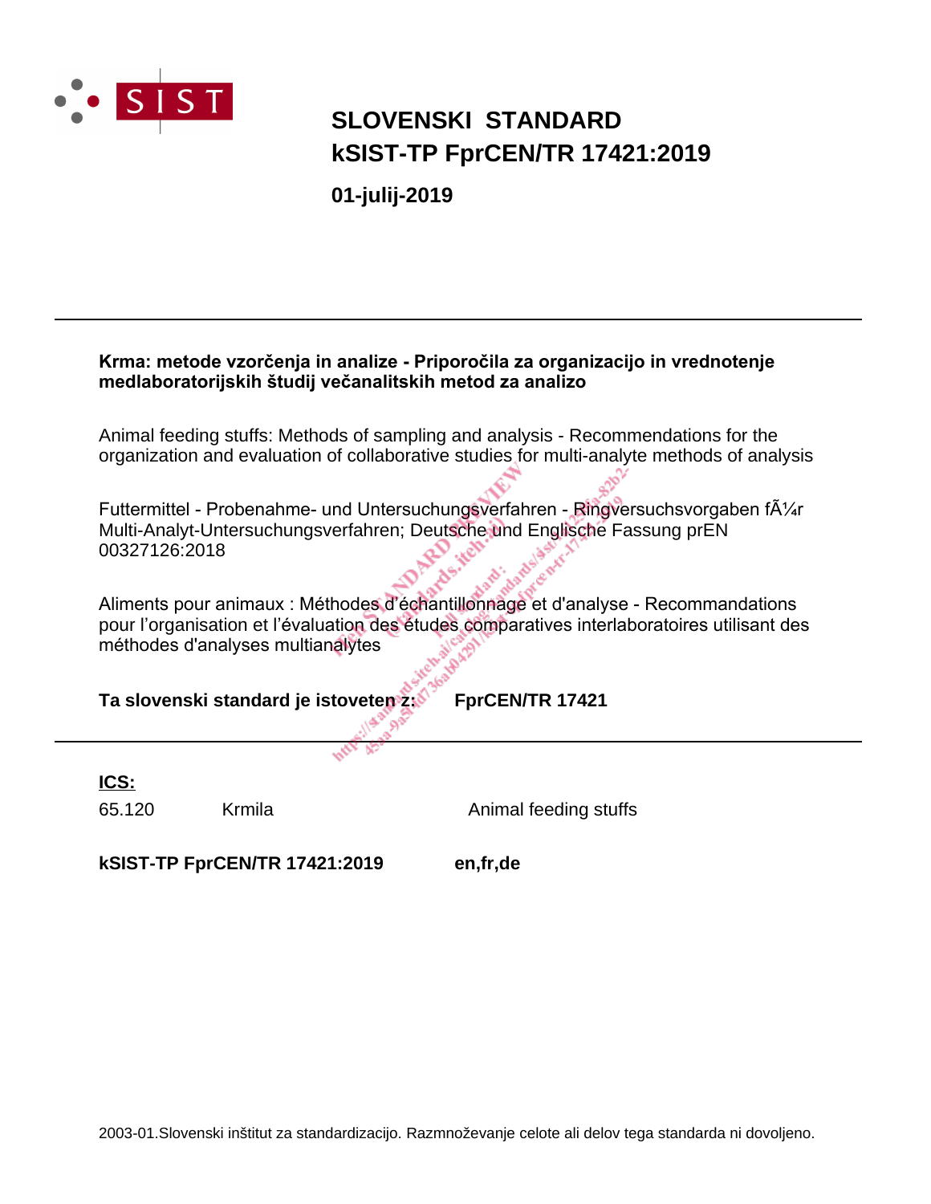SIST

# SLOVENSKI STANDARD
# kSIST-TP FprCEN/TR 17421:2019

**01-julij-2019**

---

**Krma: metode vzorčenja in analize - Priporočila za organizacijo in vrednotenje medlaboratorijskih študij večanalitskih metod za analizo**

Animal feeding stuffs: Methods of sampling and analysis - Recommendations for the organization and evaluation of collaborative studies for multi-analyte methods of analysis

Futtermittel - Probenahme- und Untersuchungsverfahren - Ringversuchsvorgaben fÃ¼r Multi-Analyt-Untersuchungsverfahren; Deutsche und Englische Fassung prEN 00327126:2018

Aliments pour animaux : Méthodes d'échantillonnage et d'analyse - Recommandations pour l'organisation et l'évaluation des études comparatives interlaboratoires utilisant des méthodes d'analyses multianalytes

**Ta slovenski standard je istoveten z:** **FprCEN/TR 17421**

---

**ICS:**

| | | |
|---|---|---|
| 65.120 | Krmila | Animal feeding stuffs |

**kSIST-TP FprCEN/TR 17421:2019** **en,fr,de**

2003-01.Slovenski inštitut za standardizacijo. Razmnoževanje celote ali delov tega standarda ni dovoljeno.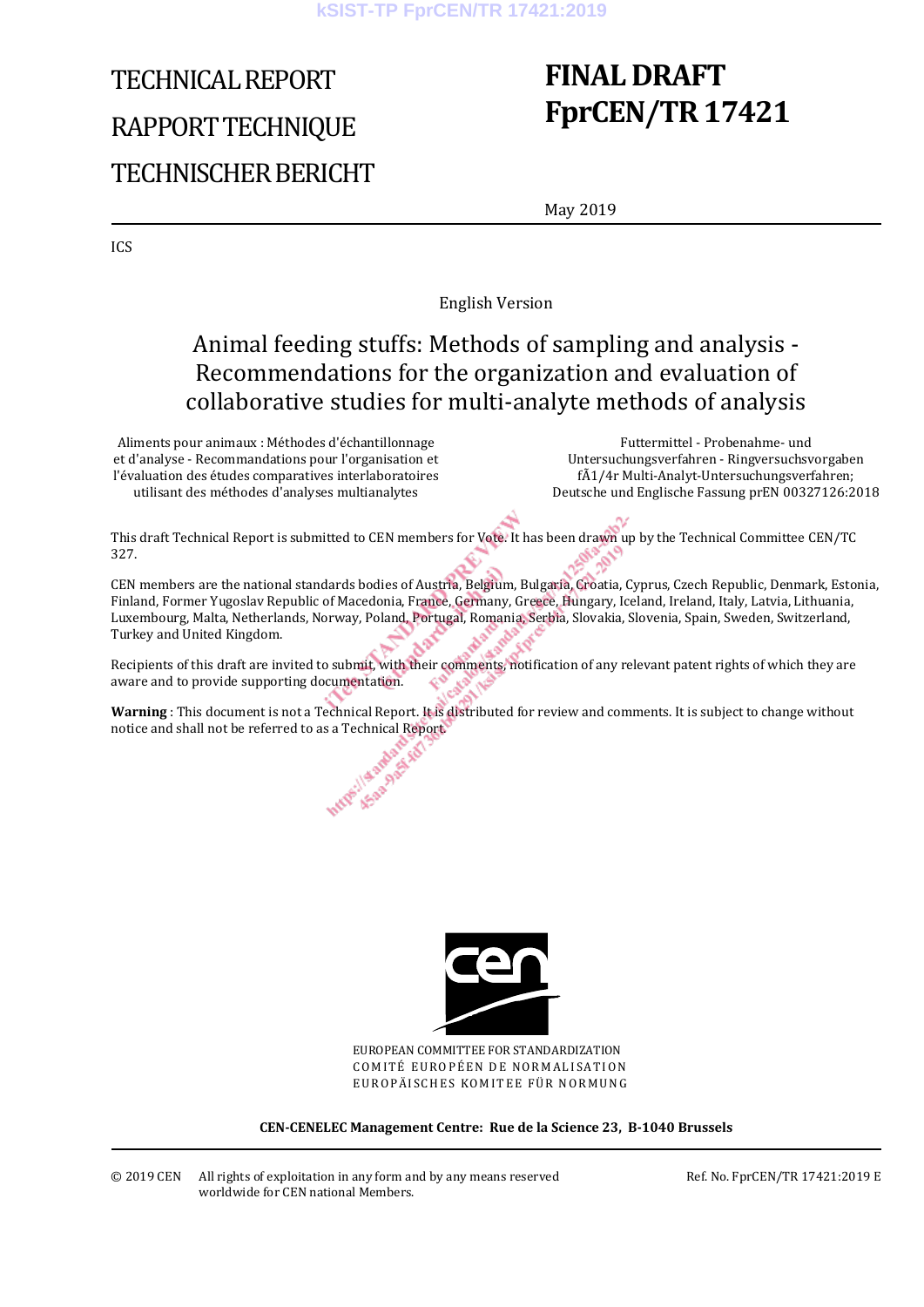# TECHNICAL REPORT

# RAPPORT TECHNIQUE

# TECHNISCHER BERICHT

# FINAL DRAFT
# FprCEN/TR 17421

May 2019

ICS

English Version

## Animal feeding stuffs: Methods of sampling and analysis - Recommendations for the organization and evaluation of collaborative studies for multi-analyte methods of analysis

Aliments pour animaux : Méthodes d'échantillonnage et d'analyse - Recommandations pour l'organisation et l'évaluation des études comparatives interlaboratoires utilisant des méthodes d'analyses multianalytes

Futtermittel - Probenahme- und Untersuchungsverfahren - Ringversuchsvorgaben fÃ1/4r Multi-Analyt-Untersuchungsverfahren; Deutsche und Englische Fassung prEN 00327126:2018

This draft Technical Report is submitted to CEN members for Vote. It has been drawn up by the Technical Committee CEN/TC 327.

CEN members are the national standards bodies of Austria, Belgium, Bulgaria, Croatia, Cyprus, Czech Republic, Denmark, Estonia, Finland, Former Yugoslav Republic of Macedonia, France, Germany, Greece, Hungary, Iceland, Ireland, Italy, Latvia, Lithuania, Luxembourg, Malta, Netherlands, Norway, Poland, Portugal, Romania, Serbia, Slovakia, Slovenia, Spain, Sweden, Switzerland, Turkey and United Kingdom.

Recipients of this draft are invited to submit, with their comments, notification of any relevant patent rights of which they are aware and to provide supporting documentation.

**Warning** : This document is not a Technical Report. It is distributed for review and comments. It is subject to change without notice and shall not be referred to as a Technical Report.

EUROPEAN COMMITTEE FOR STANDARDIZATION
COMITÉ EUROPÉEN DE NORMALISATION
EUROPÄISCHES KOMITEE FÜR NORMUNG

**CEN-CENELEC Management Centre: Rue de la Science 23, B-1040 Brussels**

© 2019 CEN All rights of exploitation in any form and by any means reserved worldwide for CEN national Members.

Ref. No. FprCEN/TR 17421:2019 E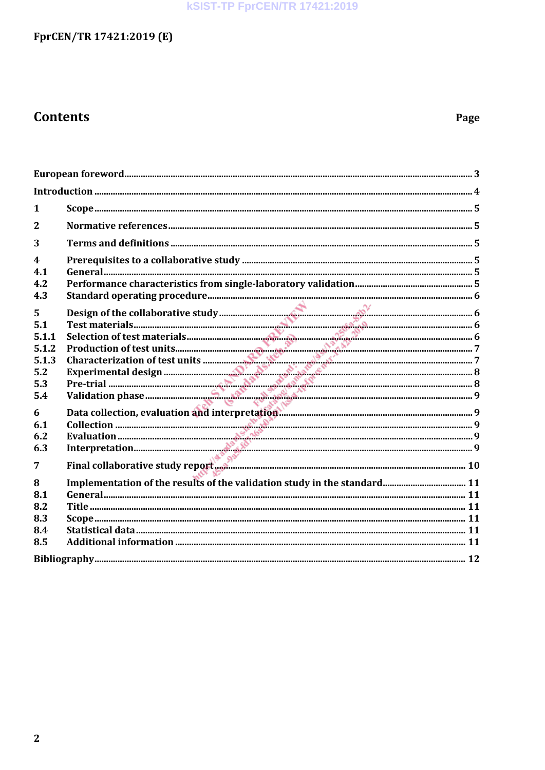# Contents

Page

European foreword .......... 3

Introduction .......... 4

1 Scope .......... 5

2 Normative references .......... 5

3 Terms and definitions .......... 5

4 Prerequisites to a collaborative study .......... 5

4.1 General .......... 5

4.2 Performance characteristics from single-laboratory validation .......... 5

4.3 Standard operating procedure .......... 6

5 Design of the collaborative study .......... 6

5.1 Test materials .......... 6

5.1.1 Selection of test materials .......... 6

5.1.2 Production of test units .......... 7

5.1.3 Characterization of test units .......... 7

5.2 Experimental design .......... 8

5.3 Pre-trial .......... 8

5.4 Validation phase .......... 9

6 Data collection, evaluation and interpretation .......... 9

6.1 Collection .......... 9

6.2 Evaluation .......... 9

6.3 Interpretation .......... 9

7 Final collaborative study report .......... 10

8 Implementation of the results of the validation study in the standard .......... 11

8.1 General .......... 11

8.2 Title .......... 11

8.3 Scope .......... 11

8.4 Statistical data .......... 11

8.5 Additional information .......... 11

Bibliography .......... 12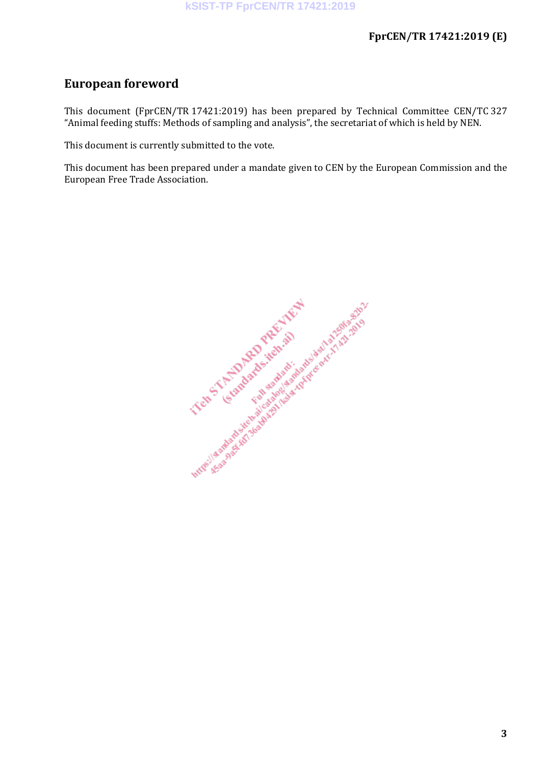# European foreword

This document (FprCEN/TR 17421:2019) has been prepared by Technical Committee CEN/TC 327 “Animal feeding stuffs: Methods of sampling and analysis”, the secretariat of which is held by NEN.

This document is currently submitted to the vote.

This document has been prepared under a mandate given to CEN by the European Commission and the European Free Trade Association.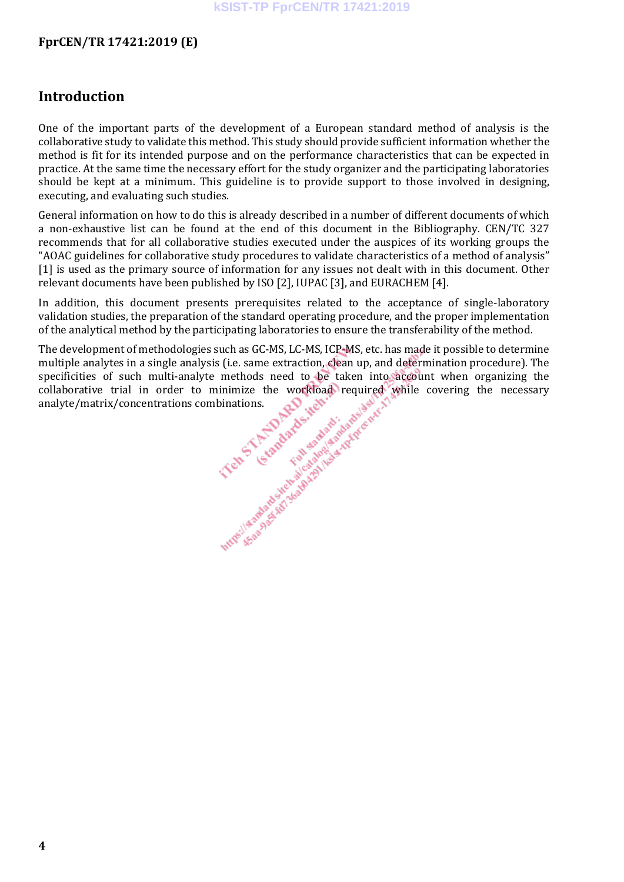## Introduction

One of the important parts of the development of a European standard method of analysis is the collaborative study to validate this method. This study should provide sufficient information whether the method is fit for its intended purpose and on the performance characteristics that can be expected in practice. At the same time the necessary effort for the study organizer and the participating laboratories should be kept at a minimum. This guideline is to provide support to those involved in designing, executing, and evaluating such studies.

General information on how to do this is already described in a number of different documents of which a non-exhaustive list can be found at the end of this document in the Bibliography. CEN/TC 327 recommends that for all collaborative studies executed under the auspices of its working groups the "AOAC guidelines for collaborative study procedures to validate characteristics of a method of analysis" [1] is used as the primary source of information for any issues not dealt with in this document. Other relevant documents have been published by ISO [2], IUPAC [3], and EURACHEM [4].

In addition, this document presents prerequisites related to the acceptance of single-laboratory validation studies, the preparation of the standard operating procedure, and the proper implementation of the analytical method by the participating laboratories to ensure the transferability of the method.

The development of methodologies such as GC-MS, LC-MS, ICP-MS, etc. has made it possible to determine multiple analytes in a single analysis (i.e. same extraction, clean up, and determination procedure). The specificities of such multi-analyte methods need to be taken into account when organizing the collaborative trial in order to minimize the workload required while covering the necessary analyte/matrix/concentrations combinations.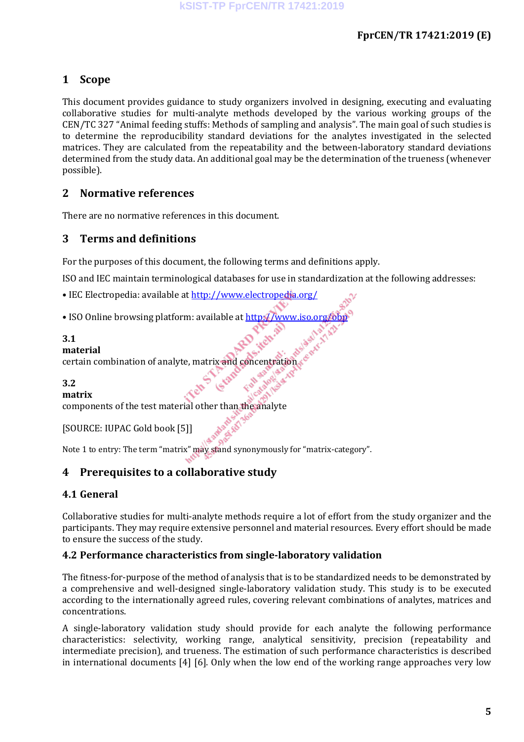# 1 Scope

This document provides guidance to study organizers involved in designing, executing and evaluating collaborative studies for multi-analyte methods developed by the various working groups of the CEN/TC 327 "Animal feeding stuffs: Methods of sampling and analysis". The main goal of such studies is to determine the reproducibility standard deviations for the analytes investigated in the selected matrices. They are calculated from the repeatability and the between-laboratory standard deviations determined from the study data. An additional goal may be the determination of the trueness (whenever possible).

# 2 Normative references

There are no normative references in this document.

# 3 Terms and definitions

For the purposes of this document, the following terms and definitions apply.

ISO and IEC maintain terminological databases for use in standardization at the following addresses:

- IEC Electropedia: available at http://www.electropedia.org/
- ISO Online browsing platform: available at http://www.iso.org/obp

**3.1**
**material**
certain combination of analyte, matrix and concentration

**3.2**
**matrix**
components of the test material other than the analyte

[SOURCE: IUPAC Gold book [5]]

Note 1 to entry: The term "matrix" may stand synonymously for "matrix-category".

# 4 Prerequisites to a collaborative study

## 4.1 General

Collaborative studies for multi-analyte methods require a lot of effort from the study organizer and the participants. They may require extensive personnel and material resources. Every effort should be made to ensure the success of the study.

## 4.2 Performance characteristics from single-laboratory validation

The fitness-for-purpose of the method of analysis that is to be standardized needs to be demonstrated by a comprehensive and well-designed single-laboratory validation study. This study is to be executed according to the internationally agreed rules, covering relevant combinations of analytes, matrices and concentrations.

A single-laboratory validation study should provide for each analyte the following performance characteristics: selectivity, working range, analytical sensitivity, precision (repeatability and intermediate precision), and trueness. The estimation of such performance characteristics is described in international documents [4] [6]. Only when the low end of the working range approaches very low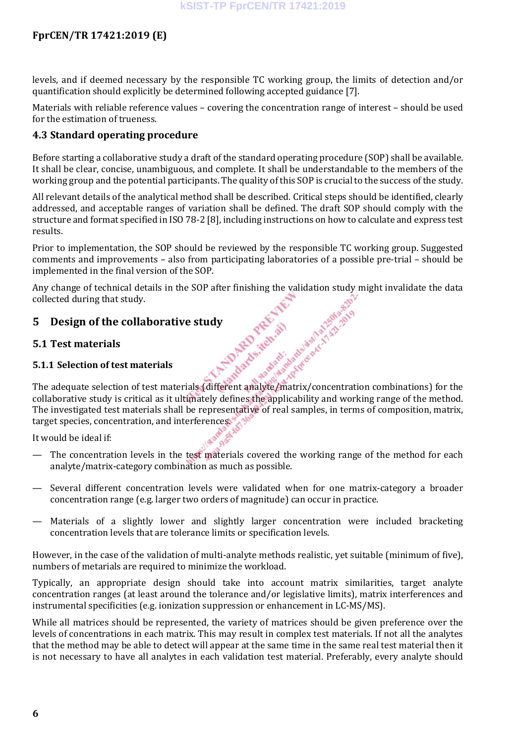levels, and if deemed necessary by the responsible TC working group, the limits of detection and/or quantification should explicitly be determined following accepted guidance [7].

Materials with reliable reference values – covering the concentration range of interest – should be used for the estimation of trueness.

### 4.3 Standard operating procedure

Before starting a collaborative study a draft of the standard operating procedure (SOP) shall be available. It shall be clear, concise, unambiguous, and complete. It shall be understandable to the members of the working group and the potential participants. The quality of this SOP is crucial to the success of the study.

All relevant details of the analytical method shall be described. Critical steps should be identified, clearly addressed, and acceptable ranges of variation shall be defined. The draft SOP should comply with the structure and format specified in ISO 78-2 [8], including instructions on how to calculate and express test results.

Prior to implementation, the SOP should be reviewed by the responsible TC working group. Suggested comments and improvements – also from participating laboratories of a possible pre-trial – should be implemented in the final version of the SOP.

Any change of technical details in the SOP after finishing the validation study might invalidate the data collected during that study.

## 5 Design of the collaborative study

### 5.1 Test materials

#### 5.1.1 Selection of test materials

The adequate selection of test materials (different analyte/matrix/concentration combinations) for the collaborative study is critical as it ultimately defines the applicability and working range of the method. The investigated test materials shall be representative of real samples, in terms of composition, matrix, target species, concentration, and interferences.

It would be ideal if:

— The concentration levels in the test materials covered the working range of the method for each analyte/matrix-category combination as much as possible.

— Several different concentration levels were validated when for one matrix-category a broader concentration range (e.g. larger two orders of magnitude) can occur in practice.

— Materials of a slightly lower and slightly larger concentration were included bracketing concentration levels that are tolerance limits or specification levels.

However, in the case of the validation of multi-analyte methods realistic, yet suitable (minimum of five), numbers of metarials are required to minimize the workload.

Typically, an appropriate design should take into account matrix similarities, target analyte concentration ranges (at least around the tolerance and/or legislative limits), matrix interferences and instrumental specificities (e.g. ionization suppression or enhancement in LC-MS/MS).

While all matrices should be represented, the variety of matrices should be given preference over the levels of concentrations in each matrix. This may result in complex test materials. If not all the analytes that the method may be able to detect will appear at the same time in the same real test material then it is not necessary to have all analytes in each validation test material. Preferably, every analyte should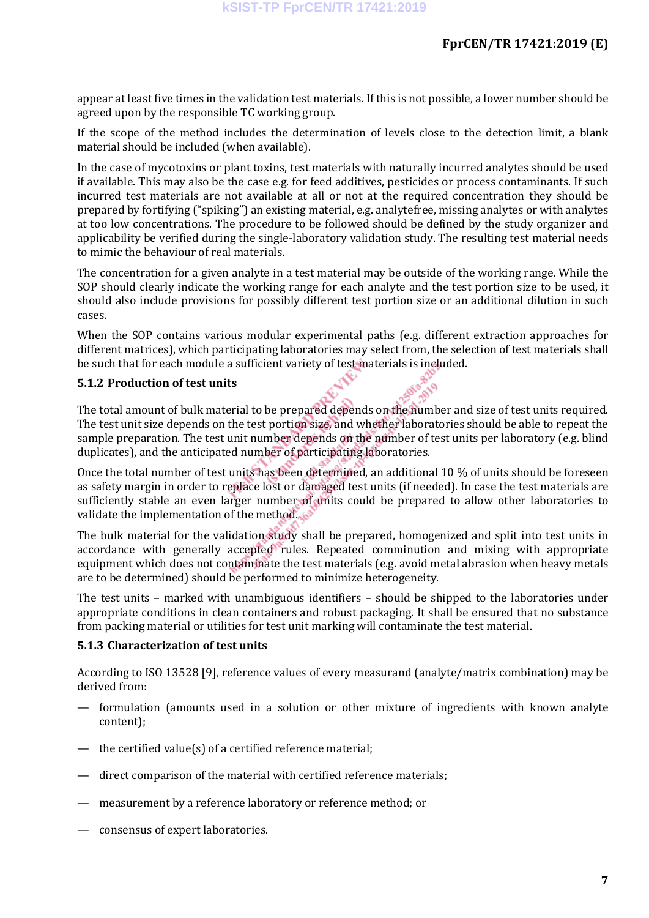appear at least five times in the validation test materials. If this is not possible, a lower number should be agreed upon by the responsible TC working group.

If the scope of the method includes the determination of levels close to the detection limit, a blank material should be included (when available).

In the case of mycotoxins or plant toxins, test materials with naturally incurred analytes should be used if available. This may also be the case e.g. for feed additives, pesticides or process contaminants. If such incurred test materials are not available at all or not at the required concentration they should be prepared by fortifying ("spiking") an existing material, e.g. analytefree, missing analytes or with analytes at too low concentrations. The procedure to be followed should be defined by the study organizer and applicability be verified during the single-laboratory validation study. The resulting test material needs to mimic the behaviour of real materials.

The concentration for a given analyte in a test material may be outside of the working range. While the SOP should clearly indicate the working range for each analyte and the test portion size to be used, it should also include provisions for possibly different test portion size or an additional dilution in such cases.

When the SOP contains various modular experimental paths (e.g. different extraction approaches for different matrices), which participating laboratories may select from, the selection of test materials shall be such that for each module a sufficient variety of test materials is included.

### 5.1.2 Production of test units

The total amount of bulk material to be prepared depends on the number and size of test units required. The test unit size depends on the test portion size, and whether laboratories should be able to repeat the sample preparation. The test unit number depends on the number of test units per laboratory (e.g. blind duplicates), and the anticipated number of participating laboratories.

Once the total number of test units has been determined, an additional 10 % of units should be foreseen as safety margin in order to replace lost or damaged test units (if needed). In case the test materials are sufficiently stable an even larger number of units could be prepared to allow other laboratories to validate the implementation of the method.

The bulk material for the validation study shall be prepared, homogenized and split into test units in accordance with generally accepted rules. Repeated comminution and mixing with appropriate equipment which does not contaminate the test materials (e.g. avoid metal abrasion when heavy metals are to be determined) should be performed to minimize heterogeneity.

The test units – marked with unambiguous identifiers – should be shipped to the laboratories under appropriate conditions in clean containers and robust packaging. It shall be ensured that no substance from packing material or utilities for test unit marking will contaminate the test material.

### 5.1.3 Characterization of test units

According to ISO 13528 [9], reference values of every measurand (analyte/matrix combination) may be derived from:

- formulation (amounts used in a solution or other mixture of ingredients with known analyte content);
- the certified value(s) of a certified reference material;
- direct comparison of the material with certified reference materials;
- measurement by a reference laboratory or reference method; or
- consensus of expert laboratories.